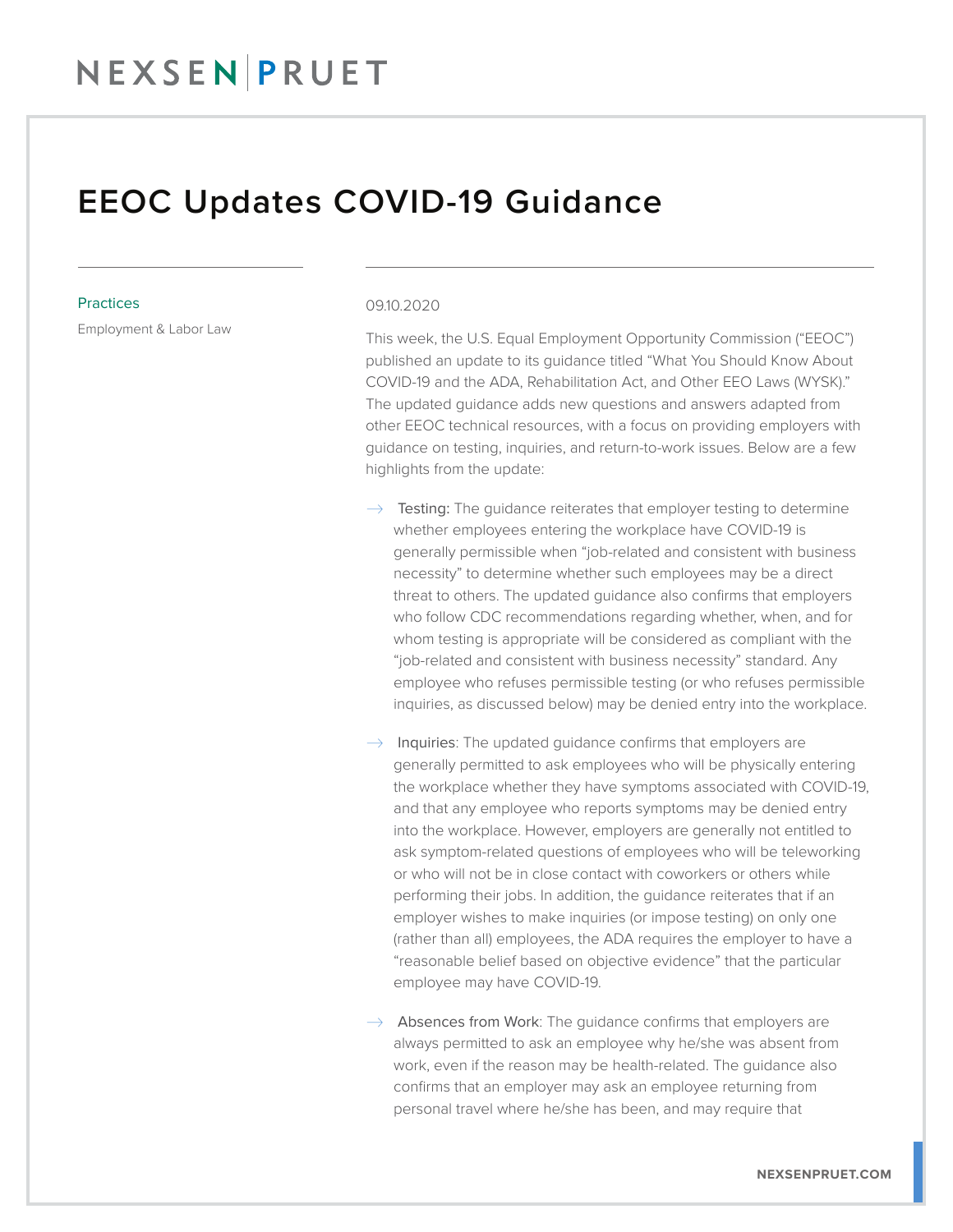# EEOC Updates COVID-19 Guidance

**Practices**

Employment & Labor Law

09.10.2020

This week, the U.S. Equal Employment Opportunity Commission ("EEOC") published an update to its guidance titled "What You Should Know About COVID-19 and the ADA, Rehabilitation Act, and Other EEO Laws (WYSK)." The updated guidance adds new questions and answers adapted from other EEOC technical resources, with a focus on providing employers with guidance on testing, inquiries, and return-to-work issues. Below are a few highlights from the update:

- Testing: The guidance reiterates that employer testing to determine whether employees entering the workplace have COVID-19 is generally permissible when "job-related and consistent with business necessity" to determine whether such employees may be a direct threat to others. The updated guidance also confirms that employers who follow CDC recommendations regarding whether, when, and for whom testing is appropriate will be considered as compliant with the "job-related and consistent with business necessity" standard. Any employee who refuses permissible testing (or who refuses permissible inquiries, as discussed below) may be denied entry into the workplace.
- Inquiries: The updated guidance confirms that employers are generally permitted to ask employees who will be physically entering the workplace whether they have symptoms associated with COVID-19, and that any employee who reports symptoms may be denied entry into the workplace. However, employers are generally not entitled to ask symptom-related questions of employees who will be teleworking or who will not be in close contact with coworkers or others while performing their jobs. In addition, the guidance reiterates that if an employer wishes to make inquiries (or impose testing) on only one (rather than all) employees, the ADA requires the employer to have a "reasonable belief based on objective evidence" that the particular employee may have COVID-19.
- Absences from Work: The guidance confirms that employers are always permitted to ask an employee why he/she was absent from work, even if the reason may be health-related. The guidance also confirms that an employer may ask an employee returning from personal travel where he/she has been, and may require that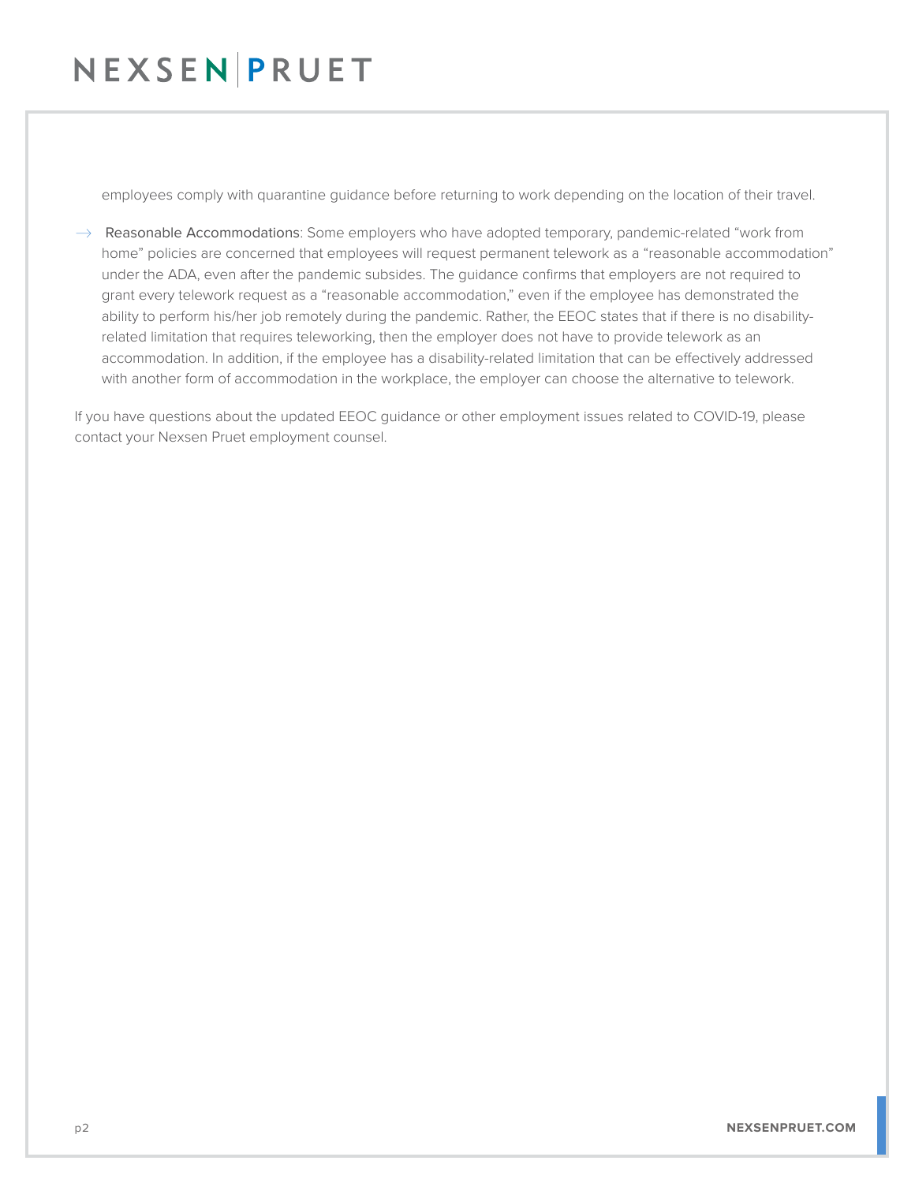employees comply with quarantine guidance before returning to work depending on the location of their travel.

- Reasonable Accommodations: Some employers who have adopted temporary, pandemic-related "work from home" policies are concerned that employees will request permanent telework as a "reasonable accommodation" under the ADA, even after the pandemic subsides. The guidance confirms that employers are not required to grant every telework request as a "reasonable accommodation," even if the employee has demonstrated the ability to perform his/her job remotely during the pandemic. Rather, the EEOC states that if there is no disability-related limitation that requires teleworking, then the employer does not have to provide telework as an accommodation. In addition, if the employee has a disability-related limitation that can be effectively addressed with another form of accommodation in the workplace, the employer can choose the alternative to telework.

If you have questions about the updated EEOC guidance or other employment issues related to COVID-19, please contact your Nexsen Pruet employment counsel.